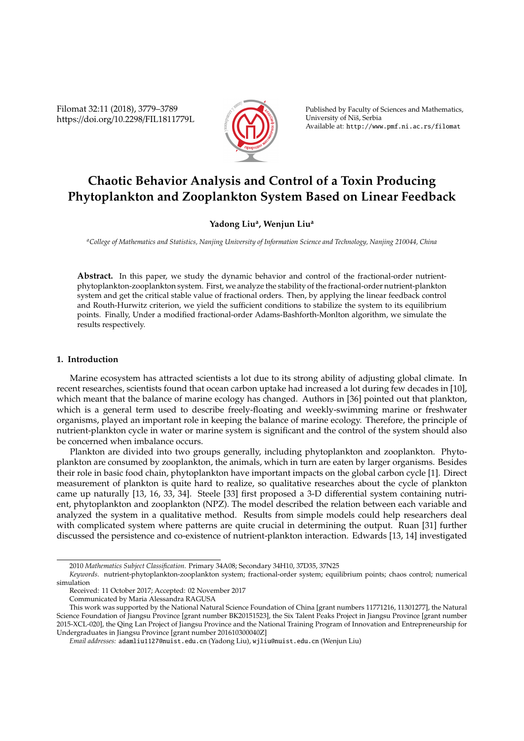# Chaotic Behavior Analysis and Control of a Toxin Producing Phytoplankton and Zooplankton System Based on Linear Feedback

**Yadong Liu[a], Wenjun Liu[a]**

[a]*College of Mathematics and Statistics, Nanjing University of Information Science and Technology, Nanjing 210044, China*

**Abstract.** In this paper, we study the dynamic behavior and control of the fractional-order nutrient-phytoplankton-zooplankton system. First, we analyze the stability of the fractional-order nutrient-plankton system and get the critical stable value of fractional orders. Then, by applying the linear feedback control and Routh-Hurwitz criterion, we yield the sufficient conditions to stabilize the system to its equilibrium points. Finally, Under a modified fractional-order Adams-Bashforth-Monlton algorithm, we simulate the results respectively.

## 1. Introduction

Marine ecosystem has attracted scientists a lot due to its strong ability of adjusting global climate. In recent researches, scientists found that ocean carbon uptake had increased a lot during few decades in [10], which meant that the balance of marine ecology has changed. Authors in [36] pointed out that plankton, which is a general term used to describe freely-floating and weekly-swimming marine or freshwater organisms, played an important role in keeping the balance of marine ecology. Therefore, the principle of nutrient-plankton cycle in water or marine system is significant and the control of the system should also be concerned when imbalance occurs.

Plankton are divided into two groups generally, including phytoplankton and zooplankton. Phytoplankton are consumed by zooplankton, the animals, which in turn are eaten by larger organisms. Besides their role in basic food chain, phytoplankton have important impacts on the global carbon cycle [1]. Direct measurement of plankton is quite hard to realize, so qualitative researches about the cycle of plankton came up naturally [13, 16, 33, 34]. Steele [33] first proposed a 3-D differential system containing nutrient, phytoplankton and zooplankton (NPZ). The model described the relation between each variable and analyzed the system in a qualitative method. Results from simple models could help researchers deal with complicated system where patterns are quite crucial in determining the output. Ruan [31] further discussed the persistence and co-existence of nutrient-plankton interaction. Edwards [13, 14] investigated

---

2010 *Mathematics Subject Classification*. Primary 34A08; Secondary 34H10, 37D35, 37N25

*Keywords*. nutrient-phytoplankton-zooplankton system; fractional-order system; equilibrium points; chaos control; numerical simulation

Received: 11 October 2017; Accepted: 02 November 2017

Communicated by Maria Alessandra RAGUSA

This work was supported by the National Natural Science Foundation of China [grant numbers 11771216, 11301277], the Natural Science Foundation of Jiangsu Province [grant number BK20151523], the Six Talent Peaks Project in Jiangsu Province [grant number 2015-XCL-020], the Qing Lan Project of Jiangsu Province and the National Training Program of Innovation and Entrepreneurship for Undergraduates in Jiangsu Province [grant number 201610300040Z]

*Email addresses:* adamliu1127@nuist.edu.cn (Yadong Liu), wjliu@nuist.edu.cn (Wenjun Liu)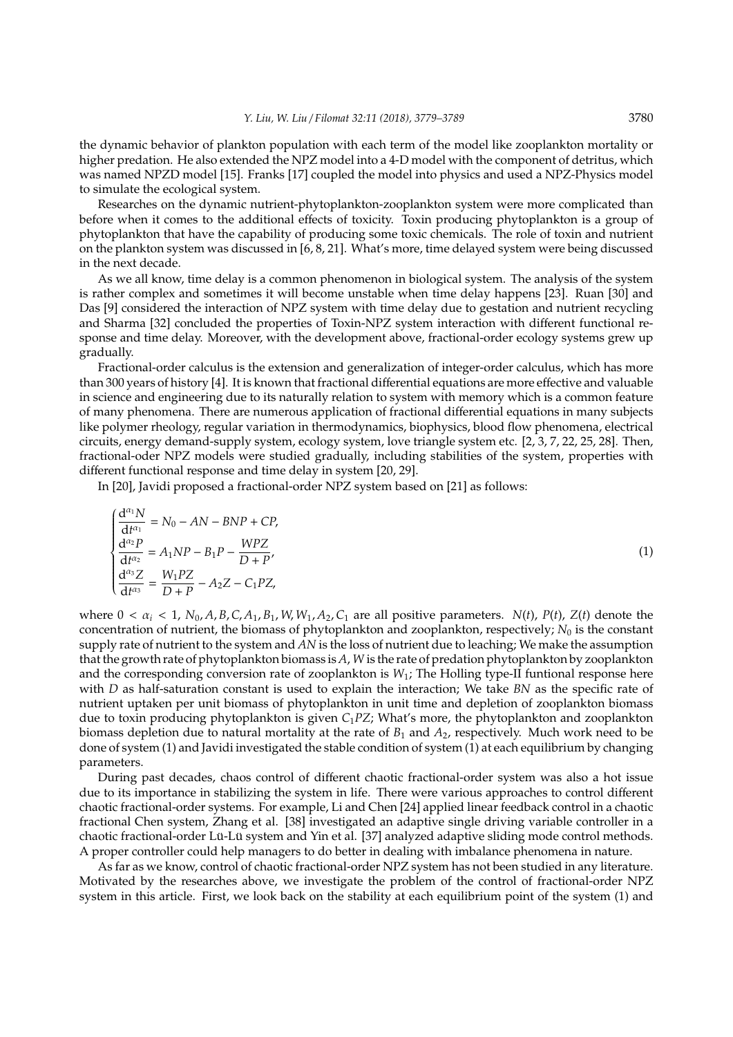the dynamic behavior of plankton population with each term of the model like zooplankton mortality or higher predation. He also extended the NPZ model into a 4-D model with the component of detritus, which was named NPZD model [15]. Franks [17] coupled the model into physics and used a NPZ-Physics model to simulate the ecological system.

Researches on the dynamic nutrient-phytoplankton-zooplankton system were more complicated than before when it comes to the additional effects of toxicity. Toxin producing phytoplankton is a group of phytoplankton that have the capability of producing some toxic chemicals. The role of toxin and nutrient on the plankton system was discussed in [6, 8, 21]. What's more, time delayed system were being discussed in the next decade.

As we all know, time delay is a common phenomenon in biological system. The analysis of the system is rather complex and sometimes it will become unstable when time delay happens [23]. Ruan [30] and Das [9] considered the interaction of NPZ system with time delay due to gestation and nutrient recycling and Sharma [32] concluded the properties of Toxin-NPZ system interaction with different functional response and time delay. Moreover, with the development above, fractional-order ecology systems grew up gradually.

Fractional-order calculus is the extension and generalization of integer-order calculus, which has more than 300 years of history [4]. It is known that fractional differential equations are more effective and valuable in science and engineering due to its naturally relation to system with memory which is a common feature of many phenomena. There are numerous application of fractional differential equations in many subjects like polymer rheology, regular variation in thermodynamics, biophysics, blood flow phenomena, electrical circuits, energy demand-supply system, ecology system, love triangle system etc. [2, 3, 7, 22, 25, 28]. Then, fractional-oder NPZ models were studied gradually, including stabilities of the system, properties with different functional response and time delay in system [20, 29].

In [20], Javidi proposed a fractional-order NPZ system based on [21] as follows:

$$
\begin{cases}
\dfrac{\mathrm{d}^{\alpha_1}N}{\mathrm{d}t^{\alpha_1}} = N_0 - AN - BNP + CP, \\
\dfrac{\mathrm{d}^{\alpha_2}P}{\mathrm{d}t^{\alpha_2}} = A_1NP - B_1P - \dfrac{WPZ}{D+P}, \\
\dfrac{\mathrm{d}^{\alpha_3}Z}{\mathrm{d}t^{\alpha_3}} = \dfrac{W_1PZ}{D+P} - A_2Z - C_1PZ,
\end{cases}
\tag{1}
$$

where $0 < \alpha_i < 1$, $N_0, A, B, C, A_1, B_1, W, W_1, A_2, C_1$ are all positive parameters. $N(t)$, $P(t)$, $Z(t)$ denote the concentration of nutrient, the biomass of phytoplankton and zooplankton, respectively; $N_0$ is the constant supply rate of nutrient to the system and $AN$ is the loss of nutrient due to leaching; We make the assumption that the growth rate of phytoplankton biomass is $A$, $W$ is the rate of predation phytoplankton by zooplankton and the corresponding conversion rate of zooplankton is $W_1$; The Holling type-II funtional response here with $D$ as half-saturation constant is used to explain the interaction; We take $BN$ as the specific rate of nutrient uptaken per unit biomass of phytoplankton in unit time and depletion of zooplankton biomass due to toxin producing phytoplankton is given $C_1PZ$; What's more, the phytoplankton and zooplankton biomass depletion due to natural mortality at the rate of $B_1$ and $A_2$, respectively. Much work need to be done of system (1) and Javidi investigated the stable condition of system (1) at each equilibrium by changing parameters.

During past decades, chaos control of different chaotic fractional-order system was also a hot issue due to its importance in stabilizing the system in life. There were various approaches to control different chaotic fractional-order systems. For example, Li and Chen [24] applied linear feedback control in a chaotic fractional Chen system, Zhang et al. [38] investigated an adaptive single driving variable controller in a chaotic fractional-order Lü-Lü system and Yin et al. [37] analyzed adaptive sliding mode control methods. A proper controller could help managers to do better in dealing with imbalance phenomena in nature.

As far as we know, control of chaotic fractional-order NPZ system has not been studied in any literature. Motivated by the researches above, we investigate the problem of the control of fractional-order NPZ system in this article. First, we look back on the stability at each equilibrium point of the system (1) and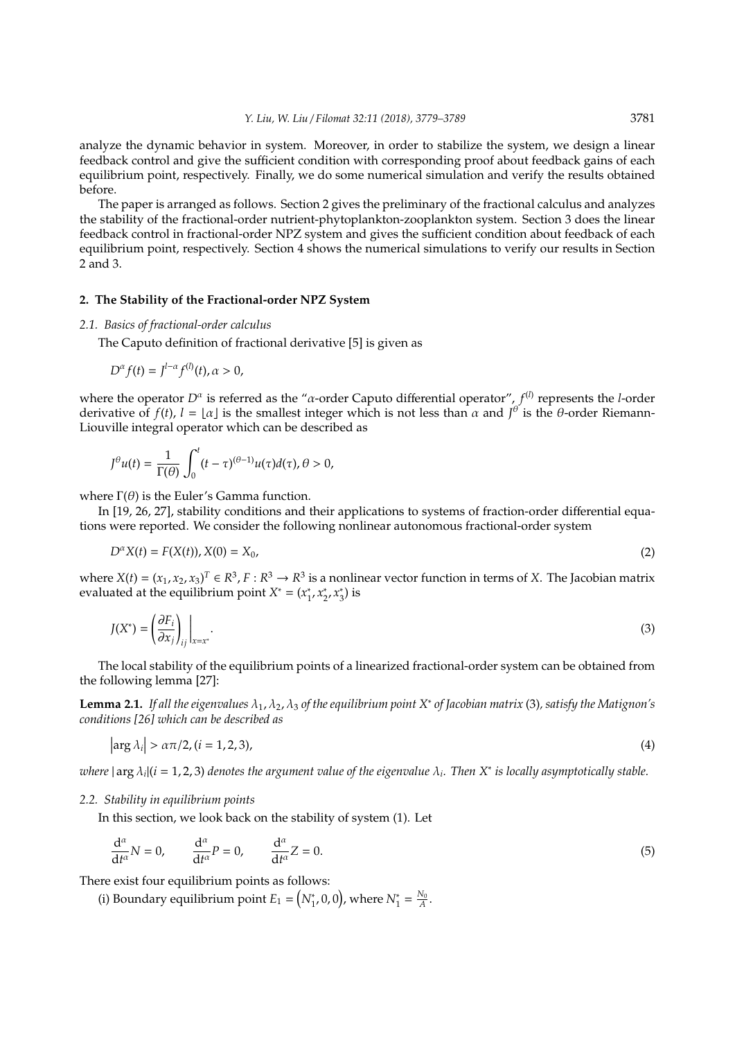analyze the dynamic behavior in system. Moreover, in order to stabilize the system, we design a linear feedback control and give the sufficient condition with corresponding proof about feedback gains of each equilibrium point, respectively. Finally, we do some numerical simulation and verify the results obtained before.

The paper is arranged as follows. Section 2 gives the preliminary of the fractional calculus and analyzes the stability of the fractional-order nutrient-phytoplankton-zooplankton system. Section 3 does the linear feedback control in fractional-order NPZ system and gives the sufficient condition about feedback of each equilibrium point, respectively. Section 4 shows the numerical simulations to verify our results in Section 2 and 3.

## 2. The Stability of the Fractional-order NPZ System

### 2.1. Basics of fractional-order calculus

The Caputo definition of fractional derivative [5] is given as

$$D^{\alpha} f(t) = J^{l-\alpha} f^{(l)}(t), \alpha > 0,$$

where the operator $D^{\alpha}$ is referred as the "$\alpha$-order Caputo differential operator", $f^{(l)}$ represents the $l$-order derivative of $f(t)$, $l = \lfloor \alpha \rfloor$ is the smallest integer which is not less than $\alpha$ and $J^{\theta}$ is the $\theta$-order Riemann-Liouville integral operator which can be described as

$$J^{\theta} u(t) = \frac{1}{\Gamma(\theta)} \int_0^t (t-\tau)^{(\theta-1)} u(\tau) d(\tau), \theta > 0,$$

where $\Gamma(\theta)$ is the Euler's Gamma function.

In [19, 26, 27], stability conditions and their applications to systems of fraction-order differential equations were reported. We consider the following nonlinear autonomous fractional-order system

$$D^{\alpha} X(t) = F(X(t)), X(0) = X_0, \tag{2}$$

where $X(t) = (x_1, x_2, x_3)^T \in R^3$, $F : R^3 \to R^3$ is a nonlinear vector function in terms of $X$. The Jacobian matrix evaluated at the equilibrium point $X^* = (x_1^*, x_2^*, x_3^*)$ is

$$J(X^*) = \left( \frac{\partial F_i}{\partial x_j} \right)_{ij} \Bigg|_{x=x^*}. \tag{3}$$

The local stability of the equilibrium points of a linearized fractional-order system can be obtained from the following lemma [27]:

**Lemma 2.1.** *If all the eigenvalues $\lambda_1, \lambda_2, \lambda_3$ of the equilibrium point $X^*$ of Jacobian matrix* (3)*, satisfy the Matignon's conditions [26] which can be described as*

$$\left| \arg \lambda_i \right| > \alpha\pi/2, (i = 1, 2, 3), \tag{4}$$

*where $|\arg \lambda_i| (i = 1, 2, 3)$ denotes the argument value of the eigenvalue $\lambda_i$. Then $X^*$ is locally asymptotically stable.*

### 2.2. Stability in equilibrium points

In this section, we look back on the stability of system (1). Let

$$\frac{d^{\alpha}}{dt^{\alpha}} N = 0, \qquad \frac{d^{\alpha}}{dt^{\alpha}} P = 0, \qquad \frac{d^{\alpha}}{dt^{\alpha}} Z = 0. \tag{5}$$

There exist four equilibrium points as follows:

(i) Boundary equilibrium point $E_1 = \left( N_1^*, 0, 0 \right)$, where $N_1^* = \frac{N_0}{A}$.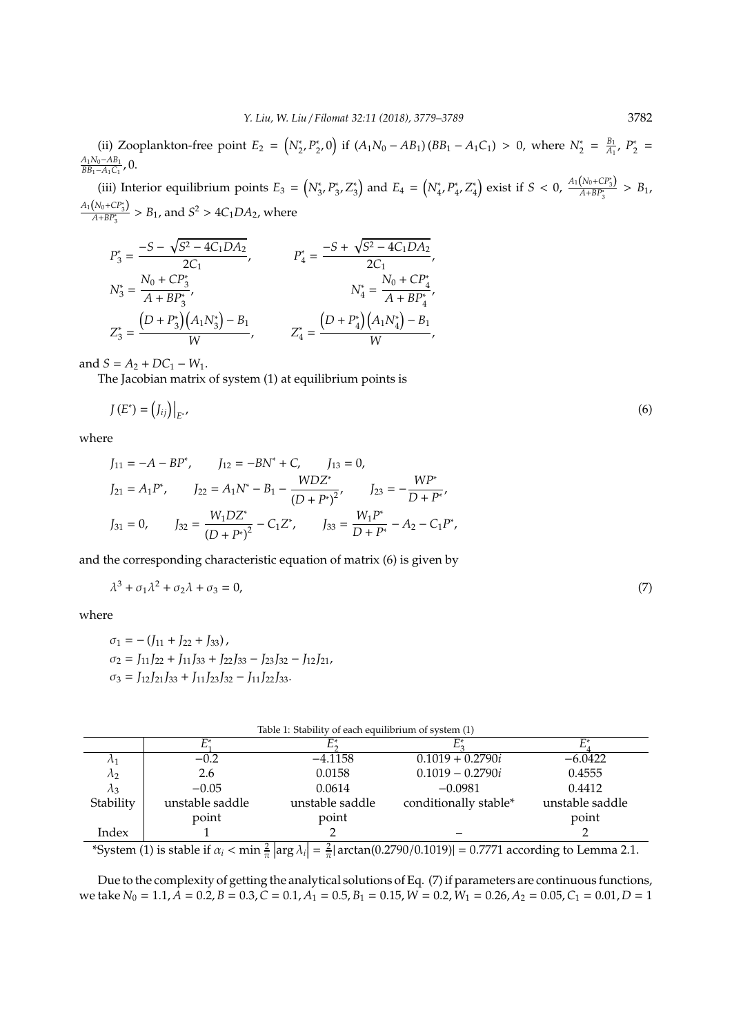(ii) Zooplankton-free point $E_2 = \left(N_2^*, P_2^*, 0\right)$ if $(A_1N_0 - AB_1)(BB_1 - A_1C_1) > 0$, where $N_2^* = \frac{B_1}{A_1}$, $P_2^* = \frac{A_1N_0 - AB_1}{BB_1 - A_1C_1}, 0$.

(iii) Interior equilibrium points $E_3 = \left(N_3^*, P_3^*, Z_3^*\right)$ and $E_4 = \left(N_4^*, P_4^*, Z_4^*\right)$ exist if $S < 0$, $\frac{A_1\left(N_0 + CP_3^*\right)}{A + BP_3^*} > B_1$, $\frac{A_1\left(N_0 + CP_3^*\right)}{A + BP_3^*} > B_1$, and $S^2 > 4C_1DA_2$, where

$$P_3^* = \frac{-S - \sqrt{S^2 - 4C_1DA_2}}{2C_1}, \qquad P_4^* = \frac{-S + \sqrt{S^2 - 4C_1DA_2}}{2C_1},$$

$$N_3^* = \frac{N_0 + CP_3^*}{A + BP_3^*}, \qquad N_4^* = \frac{N_0 + CP_4^*}{A + BP_4^*},$$

$$Z_3^* = \frac{\left(D + P_3^*\right)\left(A_1N_3^*\right) - B_1}{W}, \qquad Z_4^* = \frac{\left(D + P_4^*\right)\left(A_1N_4^*\right) - B_1}{W},$$

and $S = A_2 + DC_1 - W_1$.

The Jacobian matrix of system (1) at equilibrium points is

$$J\left(E^*\right) = \left(J_{ij}\right)\Big|_{E^*}, \tag{6}$$

where

$$J_{11} = -A - BP^*, \qquad J_{12} = -BN^* + C, \qquad J_{13} = 0,$$

$$J_{21} = A_1P^*, \qquad J_{22} = A_1N^* - B_1 - \frac{WDZ^*}{\left(D + P^*\right)^2}, \qquad J_{23} = -\frac{WP^*}{D + P^*},$$

$$J_{31} = 0, \qquad J_{32} = \frac{W_1DZ^*}{\left(D + P^*\right)^2} - C_1Z^*, \qquad J_{33} = \frac{W_1P^*}{D + P^*} - A_2 - C_1P^*,$$

and the corresponding characteristic equation of matrix (6) is given by

$$\lambda^3 + \sigma_1\lambda^2 + \sigma_2\lambda + \sigma_3 = 0, \tag{7}$$

where

$$\sigma_1 = -\left(J_{11} + J_{22} + J_{33}\right),$$
$$\sigma_2 = J_{11}J_{22} + J_{11}J_{33} + J_{22}J_{33} - J_{23}J_{32} - J_{12}J_{21},$$
$$\sigma_3 = J_{12}J_{21}J_{33} + J_{11}J_{23}J_{32} - J_{11}J_{22}J_{33}.$$

Table 1: Stability of each equilibrium of system (1)

| | $E_1^*$ | $E_2^*$ | $E_3^*$ | $E_4^*$ |
|---|---|---|---|---|
| $\lambda_1$ | $-0.2$ | $-4.1158$ | $0.1019 + 0.2790i$ | $-6.0422$ |
| $\lambda_2$ | 2.6 | 0.0158 | $0.1019 - 0.2790i$ | 0.4555 |
| $\lambda_3$ | $-0.05$ | 0.0614 | $-0.0981$ | 0.4412 |
| Stability | unstable saddle point | unstable saddle point | conditionally stable* | unstable saddle point |
| Index | 1 | 2 | – | 2 |

*System (1) is stable if $\alpha_i < \min \frac{2}{\pi}\left|\arg \lambda_i\right| = \frac{2}{\pi}\left|\arctan(0.2790/0.1019)\right| = 0.7771$ according to Lemma 2.1.

Due to the complexity of getting the analytical solutions of Eq. (7) if parameters are continuous functions, we take $N_0 = 1.1, A = 0.2, B = 0.3, C = 0.1, A_1 = 0.5, B_1 = 0.15, W = 0.2, W_1 = 0.26, A_2 = 0.05, C_1 = 0.01, D = 1$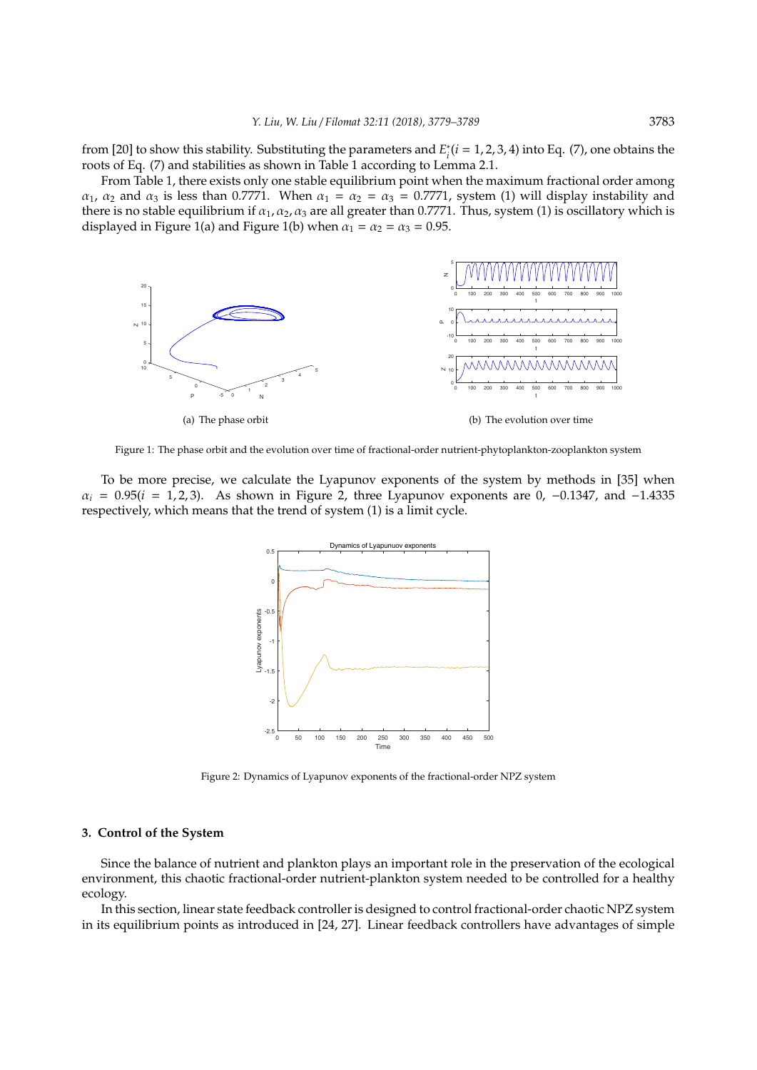from [20] to show this stability. Substituting the parameters and $E_i^*(i = 1, 2, 3, 4)$ into Eq. (7), one obtains the roots of Eq. (7) and stabilities as shown in Table 1 according to Lemma 2.1.

From Table 1, there exists only one stable equilibrium point when the maximum fractional order among $\alpha_1$, $\alpha_2$ and $\alpha_3$ is less than 0.7771. When $\alpha_1 = \alpha_2 = \alpha_3 = 0.7771$, system (1) will display instability and there is no stable equilibrium if $\alpha_1, \alpha_2, \alpha_3$ are all greater than 0.7771. Thus, system (1) is oscillatory which is displayed in Figure 1(a) and Figure 1(b) when $\alpha_1 = \alpha_2 = \alpha_3 = 0.95$.

(a) The phase orbit

(b) The evolution over time

Figure 1: The phase orbit and the evolution over time of fractional-order nutrient-phytoplankton-zooplankton system

To be more precise, we calculate the Lyapunov exponents of the system by methods in [35] when $\alpha_i = 0.95(i = 1, 2, 3)$. As shown in Figure 2, three Lyapunov exponents are 0, $-0.1347$, and $-1.4335$ respectively, which means that the trend of system (1) is a limit cycle.

Figure 2: Dynamics of Lyapunov exponents of the fractional-order NPZ system

### 3. Control of the System

Since the balance of nutrient and plankton plays an important role in the preservation of the ecological environment, this chaotic fractional-order nutrient-plankton system needed to be controlled for a healthy ecology.

In this section, linear state feedback controller is designed to control fractional-order chaotic NPZ system in its equilibrium points as introduced in [24, 27]. Linear feedback controllers have advantages of simple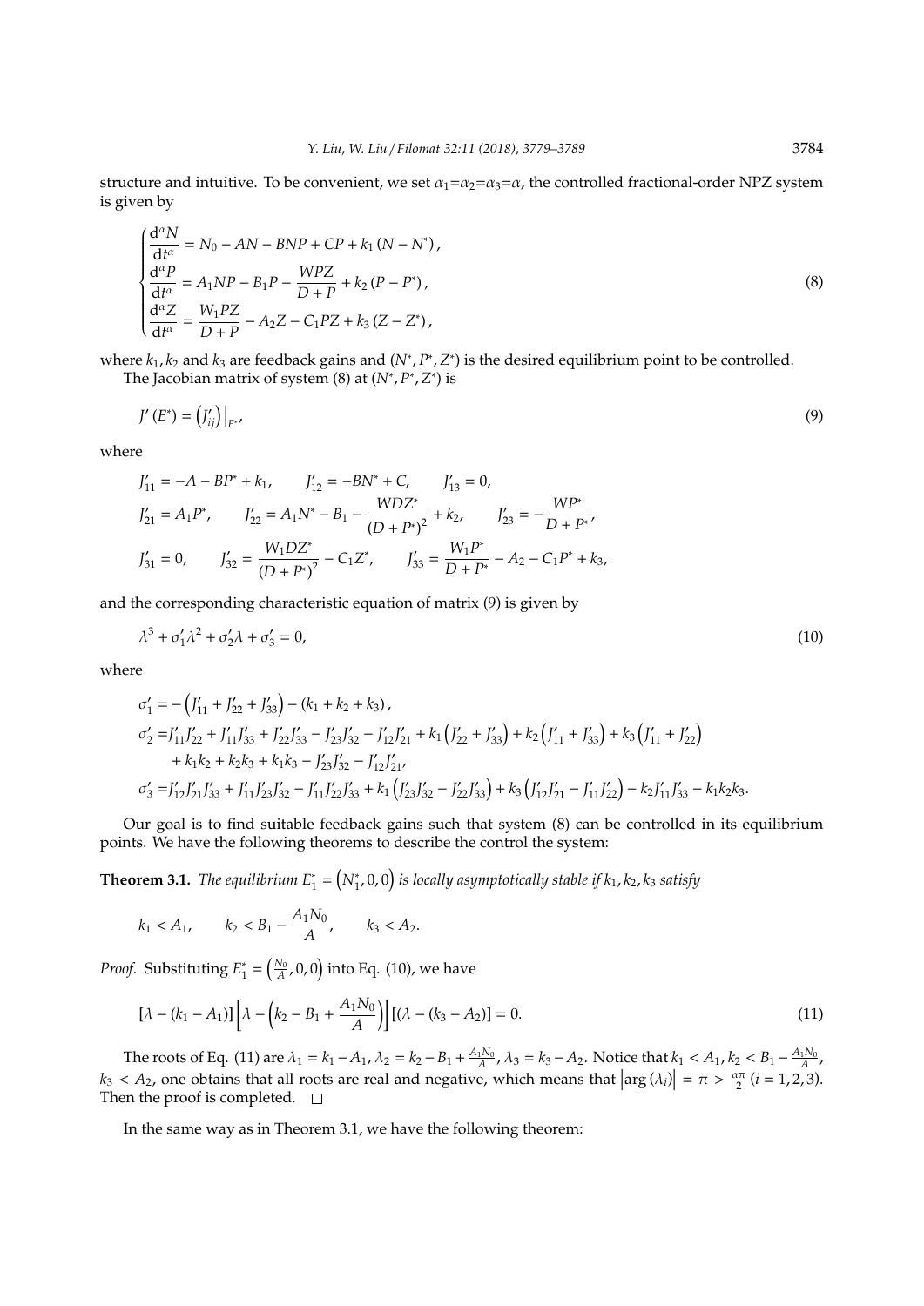structure and intuitive. To be convenient, we set $\alpha_1$=$\alpha_2$=$\alpha_3$=$\alpha$, the controlled fractional-order NPZ system is given by

$$
\begin{cases}
\dfrac{\mathrm{d}^\alpha N}{\mathrm{d}t^\alpha} = N_0 - AN - BNP + CP + k_1\left(N - N^*\right), \\
\dfrac{\mathrm{d}^\alpha P}{\mathrm{d}t^\alpha} = A_1NP - B_1P - \dfrac{WPZ}{D+P} + k_2\left(P - P^*\right), \\
\dfrac{\mathrm{d}^\alpha Z}{\mathrm{d}t^\alpha} = \dfrac{W_1PZ}{D+P} - A_2Z - C_1PZ + k_3\left(Z - Z^*\right),
\end{cases}
\tag{8}
$$

where $k_1, k_2$ and $k_3$ are feedback gains and $(N^*, P^*, Z^*)$ is the desired equilibrium point to be controlled.

The Jacobian matrix of system (8) at $(N^*, P^*, Z^*)$ is

$$
J'\left(E^*\right) = \left(J'_{ij}\right)\Big|_{E^*}, \tag{9}
$$

where

$$
\begin{aligned}
&J'_{11} = -A - BP^* + k_1, \qquad J'_{12} = -BN^* + C, \qquad J'_{13} = 0, \\
&J'_{21} = A_1P^*, \qquad J'_{22} = A_1N^* - B_1 - \frac{WDZ^*}{\left(D+P^*\right)^2} + k_2, \qquad J'_{23} = -\frac{WP^*}{D+P^*}, \\
&J'_{31} = 0, \qquad J'_{32} = \frac{W_1DZ^*}{\left(D+P^*\right)^2} - C_1Z^*, \qquad J'_{33} = \frac{W_1P^*}{D+P^*} - A_2 - C_1P^* + k_3,
\end{aligned}
$$

and the corresponding characteristic equation of matrix (9) is given by

$$
\lambda^3 + \sigma'_1\lambda^2 + \sigma'_2\lambda + \sigma'_3 = 0, \tag{10}
$$

where

$$
\begin{aligned}
\sigma'_1 =& -\left(J'_{11} + J'_{22} + J'_{33}\right) - \left(k_1 + k_2 + k_3\right), \\
\sigma'_2 =& J'_{11}J'_{22} + J'_{11}J'_{33} + J'_{22}J'_{33} - J'_{23}J'_{32} - J'_{12}J'_{21} + k_1\left(J'_{22} + J'_{33}\right) + k_2\left(J'_{11} + J'_{33}\right) + k_3\left(J'_{11} + J'_{22}\right) \\
&+ k_1k_2 + k_2k_3 + k_1k_3 - J'_{23}J'_{32} - J'_{12}J'_{21}, \\
\sigma'_3 =& J'_{12}J'_{21}J'_{33} + J'_{11}J'_{23}J'_{32} - J'_{11}J'_{22}J'_{33} + k_1\left(J'_{23}J'_{32} - J'_{22}J'_{33}\right) + k_3\left(J'_{12}J'_{21} - J'_{11}J'_{22}\right) - k_2J'_{11}J'_{33} - k_1k_2k_3.
\end{aligned}
$$

Our goal is to find suitable feedback gains such that system (8) can be controlled in its equilibrium points. We have the following theorems to describe the control the system:

**Theorem 3.1.** *The equilibrium $E_1^* = \left(N_1^*, 0, 0\right)$ is locally asymptotically stable if $k_1, k_2, k_3$ satisfy*

$$
k_1 < A_1, \qquad k_2 < B_1 - \frac{A_1N_0}{A}, \qquad k_3 < A_2.
$$

*Proof.* Substituting $E_1^* = \left(\frac{N_0}{A}, 0, 0\right)$ into Eq. (10), we have

$$
\left[\lambda - \left(k_1 - A_1\right)\right]\left[\lambda - \left(k_2 - B_1 + \frac{A_1N_0}{A}\right)\right]\left[\left(\lambda - \left(k_3 - A_2\right)\right] = 0. \tag{11}
$$

The roots of Eq. (11) are $\lambda_1 = k_1 - A_1$, $\lambda_2 = k_2 - B_1 + \frac{A_1N_0}{A}$, $\lambda_3 = k_3 - A_2$. Notice that $k_1 < A_1$, $k_2 < B_1 - \frac{A_1N_0}{A}$, $k_3 < A_2$, one obtains that all roots are real and negative, which means that $\left|\arg\left(\lambda_i\right)\right| = \pi > \frac{\alpha\pi}{2}$ $(i = 1, 2, 3)$. Then the proof is completed. $\square$

In the same way as in Theorem 3.1, we have the following theorem: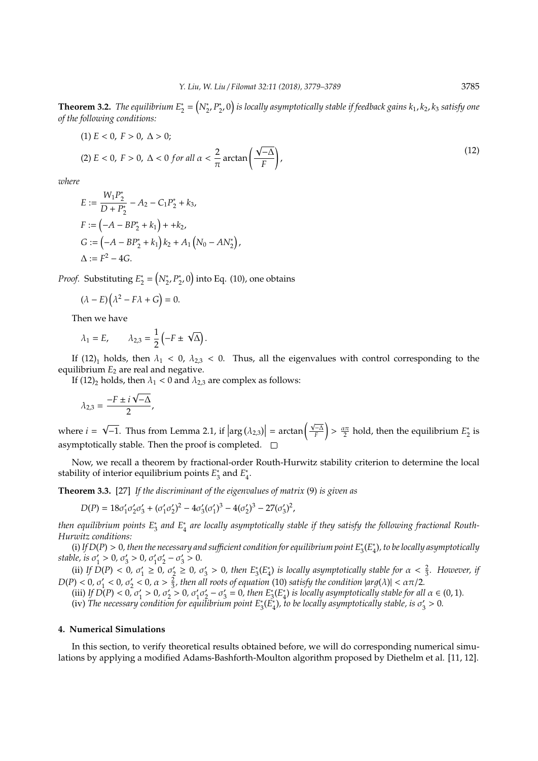**Theorem 3.2.** *The equilibrium $E_2^* = \left(N_2^*, P_2^*, 0\right)$ is locally asymptotically stable if feedback gains $k_1, k_2, k_3$ satisfy one of the following conditions:*

$$
\begin{aligned}
&(1)\ E < 0,\ F > 0,\ \Delta > 0; \\
&(2)\ E < 0,\ F > 0,\ \Delta < 0\ \textit{for all}\ \alpha < \frac{2}{\pi}\arctan\left(\frac{\sqrt{-\Delta}}{F}\right),
\end{aligned}
\tag{12}
$$

*where*

$$
\begin{aligned}
E &:= \frac{W_1 P_2^*}{D + P_2^*} - A_2 - C_1 P_2^* + k_3, \\
F &:= \left(-A - BP_2^* + k_1\right) + +k_2, \\
G &:= \left(-A - BP_2^* + k_1\right) k_2 + A_1\left(N_0 - AN_2^*\right), \\
\Delta &:= F^2 - 4G.
\end{aligned}
$$

*Proof.* Substituting $E_2^* = \left(N_2^*, P_2^*, 0\right)$ into Eq. (10), one obtains

$$
(\lambda - E)\left(\lambda^2 - F\lambda + G\right) = 0.
$$

Then we have

$$
\lambda_1 = E, \qquad \lambda_{2,3} = \frac{1}{2}\left(-F \pm \sqrt{\Delta}\right).
$$

If $(12)_1$ holds, then $\lambda_1 < 0$, $\lambda_{2,3} < 0$. Thus, all the eigenvalues with control corresponding to the equilibrium $E_2$ are real and negative.

If $(12)_2$ holds, then $\lambda_1 < 0$ and $\lambda_{2,3}$ are complex as follows:

$$
\lambda_{2,3} = \frac{-F \pm i\sqrt{-\Delta}}{2},
$$

where $i = \sqrt{-1}$. Thus from Lemma 2.1, if $\left|\arg\left(\lambda_{2,3}\right)\right| = \arctan\left(\frac{\sqrt{-\Delta}}{F}\right) > \frac{\alpha\pi}{2}$ hold, then the equilibrium $E_2^*$ is asymptotically stable. Then the proof is completed. □

Now, we recall a theorem by fractional-order Routh-Hurwitz stability criterion to determine the local stability of interior equilibrium points $E_3^*$ and $E_4^*$.

**Theorem 3.3.** [27] *If the discriminant of the eigenvalues of matrix* (9) *is given as*

$$
D(P) = 18\sigma_1'\sigma_2'\sigma_3' + (\sigma_1'\sigma_2')^2 - 4\sigma_3'(\sigma_1')^3 - 4(\sigma_2')^3 - 27(\sigma_3')^2,
$$

*then equilibrium points $E_3^*$ and $E_4^*$ are locally asymptotically stable if they satisfy the following fractional Routh-Hurwitz conditions:*

(i) *If $D(P) > 0$, then the necessary and sufficient condition for equilibrium point $E_3^*(E_4^*)$, to be locally asymptotically stable, is $\sigma_1' > 0$, $\sigma_3' > 0$, $\sigma_1'\sigma_2' - \sigma_3' > 0$.*

(ii) *If $D(P) < 0$, $\sigma_1' \geq 0$, $\sigma_2' \geq 0$, $\sigma_3' > 0$, then $E_3^*(E_4^*)$ is locally asymptotically stable for $\alpha < \frac{2}{3}$. However, if $D(P) < 0$, $\sigma_1' < 0$, $\sigma_2' < 0$, $\alpha > \frac{2}{3}$, then all roots of equation* (10) *satisfy the condition $|arg(\lambda)| < \alpha\pi/2$.*

(iii) *If $D(P) < 0$, $\sigma_1' > 0$, $\sigma_2' > 0$, $\sigma_1'\sigma_2' - \sigma_3' = 0$, then $E_3^*(E_4^*)$ is locally asymptotically stable for all $\alpha \in (0, 1)$.*

(iv) *The necessary condition for equilibrium point $E_3^*(E_4^*)$, to be locally asymptotically stable, is $\sigma_3' > 0$.*

## 4. Numerical Simulations

In this section, to verify theoretical results obtained before, we will do corresponding numerical simulations by applying a modified Adams-Bashforth-Moulton algorithm proposed by Diethelm et al. [11, 12].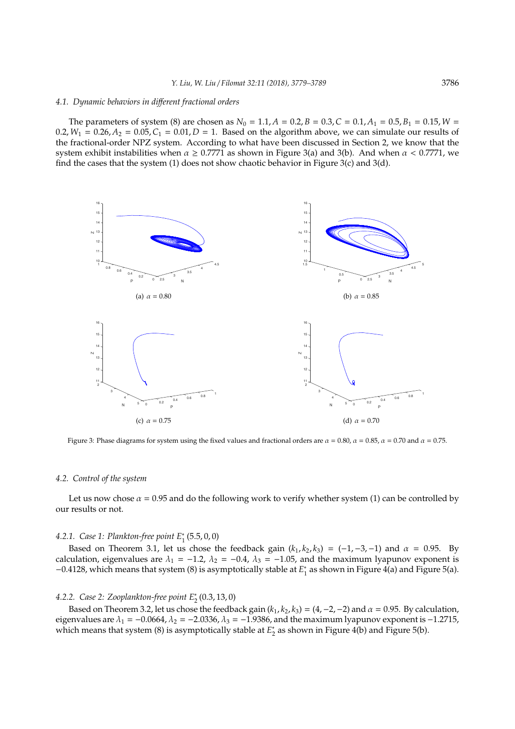### 4.1. Dynamic behaviors in different fractional orders

The parameters of system (8) are chosen as $N_0 = 1.1, A = 0.2, B = 0.3, C = 0.1, A_1 = 0.5, B_1 = 0.15, W = 0.2, W_1 = 0.26, A_2 = 0.05, C_1 = 0.01, D = 1$. Based on the algorithm above, we can simulate our results of the fractional-order NPZ system. According to what have been discussed in Section 2, we know that the system exhibit instabilities when $\alpha \geq 0.7771$ as shown in Figure 3(a) and 3(b). And when $\alpha < 0.7771$, we find the cases that the system (1) does not show chaotic behavior in Figure 3(c) and 3(d).

(a) $\alpha = 0.80$

(b) $\alpha = 0.85$

(c) $\alpha = 0.75$

(d) $\alpha = 0.70$

Figure 3: Phase diagrams for system using the fixed values and fractional orders are $\alpha = 0.80$, $\alpha = 0.85$, $\alpha = 0.70$ and $\alpha = 0.75$.

### 4.2. Control of the system

Let us now chose $\alpha = 0.95$ and do the following work to verify whether system (1) can be controlled by our results or not.

#### 4.2.1. Case 1: Plankton-free point $E_1^*(5.5, 0, 0)$

Based on Theorem 3.1, let us chose the feedback gain $(k_1, k_2, k_3) = (-1, -3, -1)$ and $\alpha = 0.95$. By calculation, eigenvalues are $\lambda_1 = -1.2$, $\lambda_2 = -0.4$, $\lambda_3 = -1.05$, and the maximum lyapunov exponent is $-0.4128$, which means that system (8) is asymptotically stable at $E_1^*$ as shown in Figure 4(a) and Figure 5(a).

#### 4.2.2. Case 2: Zooplankton-free point $E_2^*(0.3, 13, 0)$

Based on Theorem 3.2, let us chose the feedback gain $(k_1, k_2, k_3) = (4, -2, -2)$ and $\alpha = 0.95$. By calculation, eigenvalues are $\lambda_1 = -0.0664$, $\lambda_2 = -2.0336$, $\lambda_3 = -1.9386$, and the maximum lyapunov exponent is $-1.2715$, which means that system (8) is asymptotically stable at $E_2^*$ as shown in Figure 4(b) and Figure 5(b).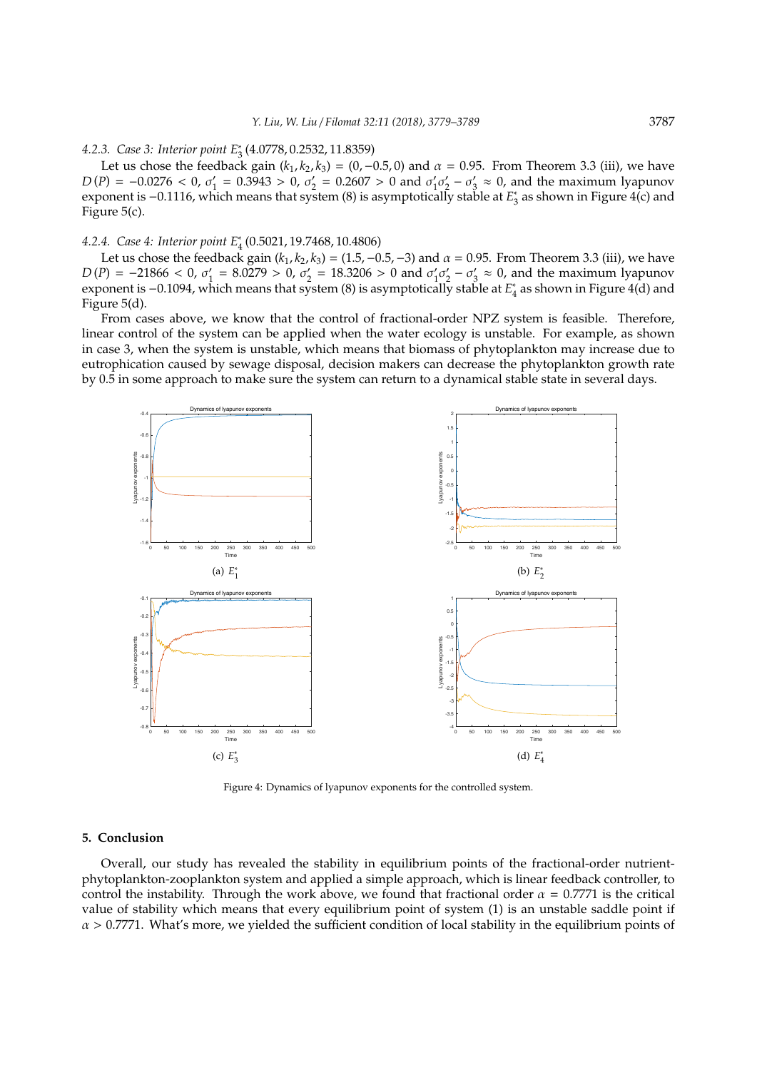#### 4.2.3. *Case 3: Interior point* $E_3^*$ (4.0778, 0.2532, 11.8359)

Let us chose the feedback gain $(k_1, k_2, k_3) = (0, -0.5, 0)$ and $\alpha = 0.95$. From Theorem 3.3 (iii), we have $D(P) = -0.0276 < 0$, $\sigma_1' = 0.3943 > 0$, $\sigma_2' = 0.2607 > 0$ and $\sigma_1'\sigma_2' - \sigma_3' \approx 0$, and the maximum lyapunov exponent is $-0.1116$, which means that system (8) is asymptotically stable at $E_3^*$ as shown in Figure 4(c) and Figure 5(c).

#### 4.2.4. *Case 4: Interior point* $E_4^*$ (0.5021, 19.7468, 10.4806)

Let us chose the feedback gain $(k_1, k_2, k_3) = (1.5, -0.5, -3)$ and $\alpha = 0.95$. From Theorem 3.3 (iii), we have $D(P) = -21866 < 0$, $\sigma_1' = 8.0279 > 0$, $\sigma_2' = 18.3206 > 0$ and $\sigma_1'\sigma_2' - \sigma_3' \approx 0$, and the maximum lyapunov exponent is $-0.1094$, which means that system (8) is asymptotically stable at $E_4^*$ as shown in Figure 4(d) and Figure 5(d).

From cases above, we know that the control of fractional-order NPZ system is feasible. Therefore, linear control of the system can be applied when the water ecology is unstable. For example, as shown in case 3, when the system is unstable, which means that biomass of phytoplankton may increase due to eutrophication caused by sewage disposal, decision makers can decrease the phytoplankton growth rate by 0.5 in some approach to make sure the system can return to a dynamical stable state in several days.

(a) $E_1^*$

(b) $E_2^*$

(c) $E_3^*$

(d) $E_4^*$

Figure 4: Dynamics of lyapunov exponents for the controlled system.

## 5. Conclusion

Overall, our study has revealed the stability in equilibrium points of the fractional-order nutrient-phytoplankton-zooplankton system and applied a simple approach, which is linear feedback controller, to control the instability. Through the work above, we found that fractional order $\alpha = 0.7771$ is the critical value of stability which means that every equilibrium point of system (1) is an unstable saddle point if $\alpha > 0.7771$. What's more, we yielded the sufficient condition of local stability in the equilibrium points of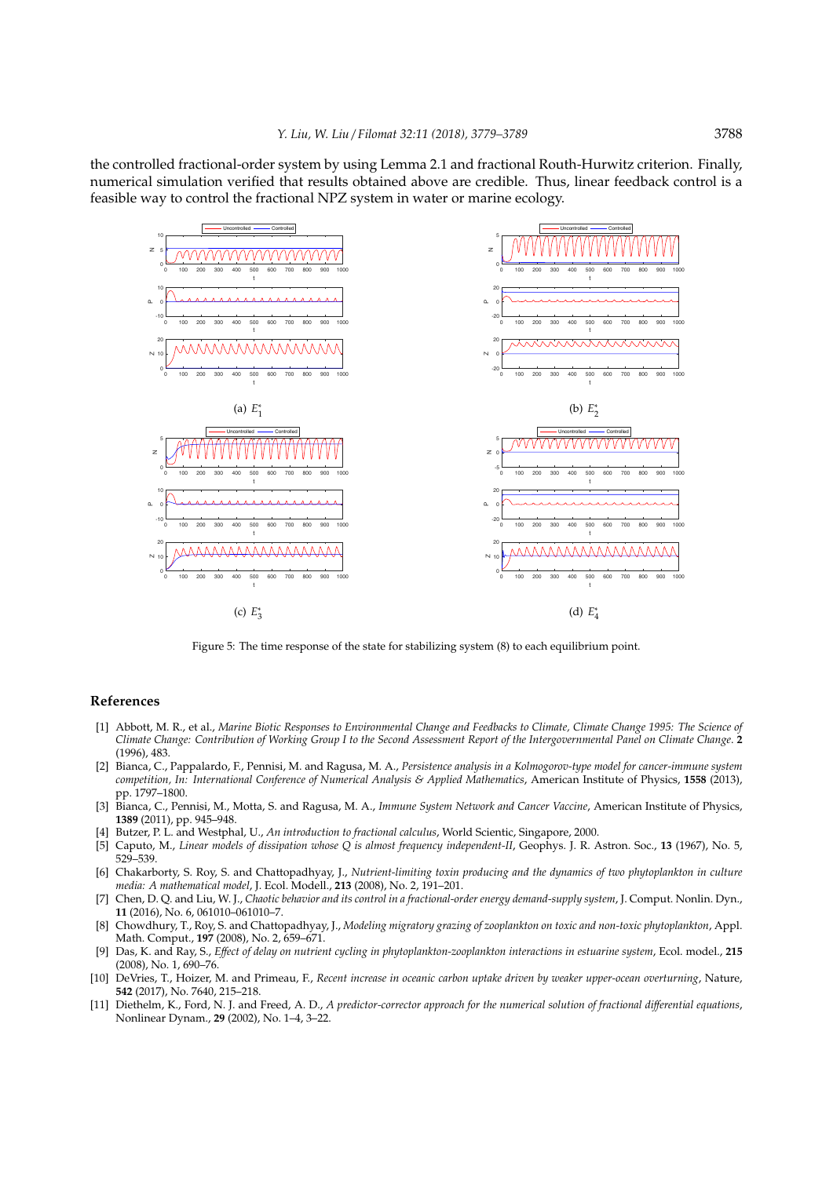the controlled fractional-order system by using Lemma 2.1 and fractional Routh-Hurwitz criterion. Finally, numerical simulation verified that results obtained above are credible. Thus, linear feedback control is a feasible way to control the fractional NPZ system in water or marine ecology.

(a) $E_1^*$

(b) $E_2^*$

(c) $E_3^*$

(d) $E_4^*$

Figure 5: The time response of the state for stabilizing system (8) to each equilibrium point.

## References

[1] Abbott, M. R., et al., *Marine Biotic Responses to Environmental Change and Feedbacks to Climate, Climate Change 1995: The Science of Climate Change: Contribution of Working Group I to the Second Assessment Report of the Intergovernmental Panel on Climate Change*. **2** (1996), 483.

[2] Bianca, C., Pappalardo, F., Pennisi, M. and Ragusa, M. A., *Persistence analysis in a Kolmogorov-type model for cancer-immune system competition, In: International Conference of Numerical Analysis & Applied Mathematics*, American Institute of Physics, **1558** (2013), pp. 1797–1800.

[3] Bianca, C., Pennisi, M., Motta, S. and Ragusa, M. A., *Immune System Network and Cancer Vaccine*, American Institute of Physics, **1389** (2011), pp. 945–948.

[4] Butzer, P. L. and Westphal, U., *An introduction to fractional calculus*, World Scientic, Singapore, 2000.

[5] Caputo, M., *Linear models of dissipation whose Q is almost frequency independent-II*, Geophys. J. R. Astron. Soc., **13** (1967), No. 5, 529–539.

[6] Chakarborty, S. Roy, S. and Chattopadhyay, J., *Nutrient-limiting toxin producing and the dynamics of two phytoplankton in culture media: A mathematical model*, J. Ecol. Modell., **213** (2008), No. 2, 191–201.

[7] Chen, D. Q. and Liu, W. J., *Chaotic behavior and its control in a fractional-order energy demand-supply system*, J. Comput. Nonlin. Dyn., **11** (2016), No. 6, 061010–061010–7.

[8] Chowdhury, T., Roy, S. and Chattopadhyay, J., *Modeling migratory grazing of zooplankton on toxic and non-toxic phytoplankton*, Appl. Math. Comput., **197** (2008), No. 2, 659–671.

[9] Das, K. and Ray, S., *Effect of delay on nutrient cycling in phytoplankton-zooplankton interactions in estuarine system*, Ecol. model., **215** (2008), No. 1, 690–76.

[10] DeVries, T., Hoizer, M. and Primeau, F., *Recent increase in oceanic carbon uptake driven by weaker upper-ocean overturning*, Nature, **542** (2017), No. 7640, 215–218.

[11] Diethelm, K., Ford, N. J. and Freed, A. D., *A predictor-corrector approach for the numerical solution of fractional differential equations*, Nonlinear Dynam., **29** (2002), No. 1–4, 3–22.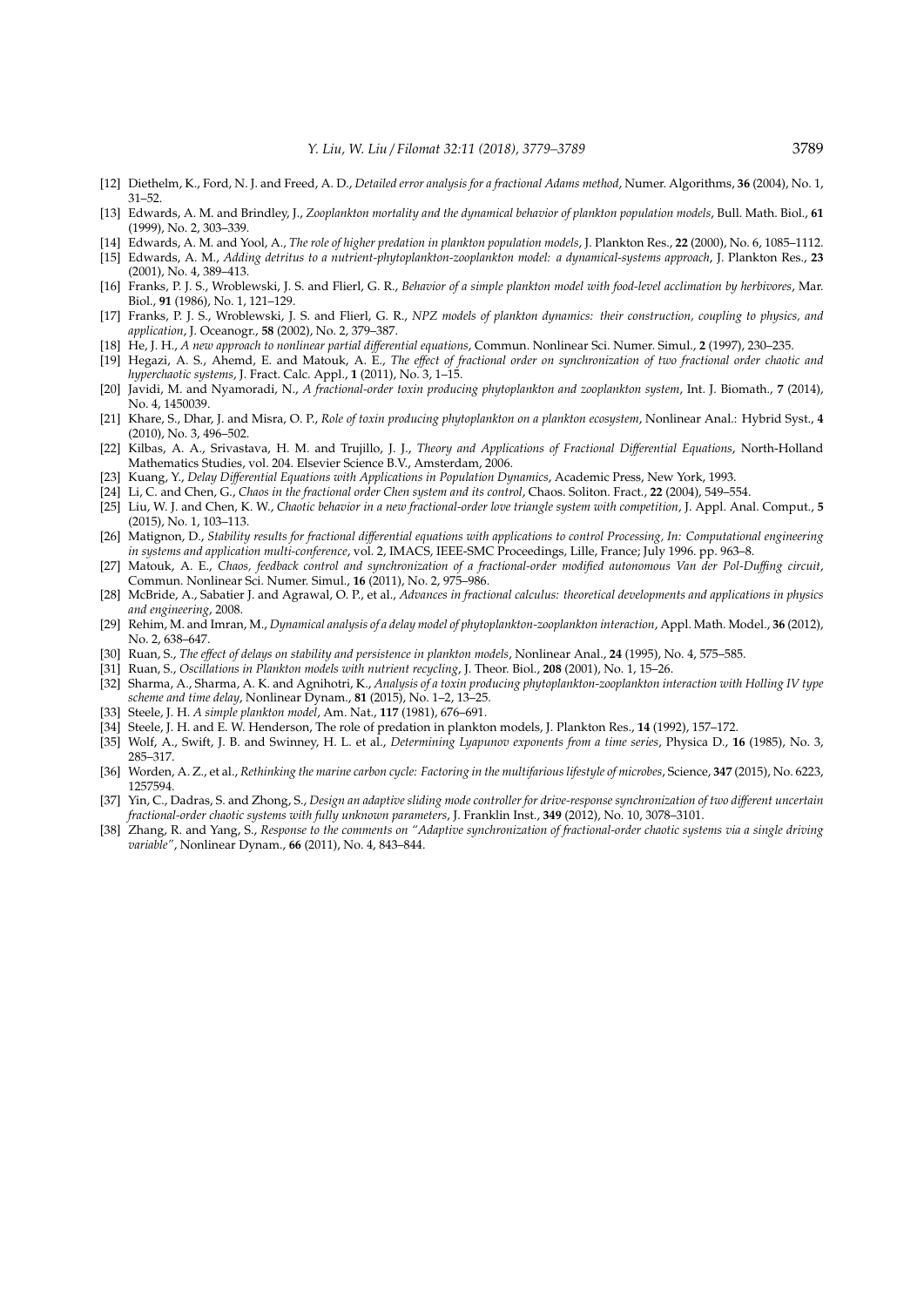[12] Diethelm, K., Ford, N. J. and Freed, A. D., *Detailed error analysis for a fractional Adams method*, Numer. Algorithms, **36** (2004), No. 1, 31–52.

[13] Edwards, A. M. and Brindley, J., *Zooplankton mortality and the dynamical behavior of plankton population models*, Bull. Math. Biol., **61** (1999), No. 2, 303–339.

[14] Edwards, A. M. and Yool, A., *The role of higher predation in plankton population models*, J. Plankton Res., **22** (2000), No. 6, 1085–1112.

[15] Edwards, A. M., *Adding detritus to a nutrient-phytoplankton-zooplankton model: a dynamical-systems approach*, J. Plankton Res., **23** (2001), No. 4, 389–413.

[16] Franks, P. J. S., Wroblewski, J. S. and Flierl, G. R., *Behavior of a simple plankton model with food-level acclimation by herbivores*, Mar. Biol., **91** (1986), No. 1, 121–129.

[17] Franks, P. J. S., Wroblewski, J. S. and Flierl, G. R., *NPZ models of plankton dynamics: their construction, coupling to physics, and application*, J. Oceanogr., **58** (2002), No. 2, 379–387.

[18] He, J. H., *A new approach to nonlinear partial differential equations*, Commun. Nonlinear Sci. Numer. Simul., **2** (1997), 230–235.

[19] Hegazi, A. S., Ahemd, E. and Matouk, A. E., *The effect of fractional order on synchronization of two fractional order chaotic and hyperchaotic systems*, J. Fract. Calc. Appl., **1** (2011), No. 3, 1–15.

[20] Javidi, M. and Nyamoradi, N., *A fractional-order toxin producing phytoplankton and zooplankton system*, Int. J. Biomath., **7** (2014), No. 4, 1450039.

[21] Khare, S., Dhar, J. and Misra, O. P., *Role of toxin producing phytoplankton on a plankton ecosystem*, Nonlinear Anal.: Hybrid Syst., **4** (2010), No. 3, 496–502.

[22] Kilbas, A. A., Srivastava, H. M. and Trujillo, J. J., *Theory and Applications of Fractional Differential Equations*, North-Holland Mathematics Studies, vol. 204. Elsevier Science B.V., Amsterdam, 2006.

[23] Kuang, Y., *Delay Differential Equations with Applications in Population Dynamics*, Academic Press, New York, 1993.

[24] Li, C. and Chen, G., *Chaos in the fractional order Chen system and its control*, Chaos. Soliton. Fract., **22** (2004), 549–554.

[25] Liu, W. J. and Chen, K. W., *Chaotic behavior in a new fractional-order love triangle system with competition*, J. Appl. Anal. Comput., **5** (2015), No. 1, 103–113.

[26] Matignon, D., *Stability results for fractional differential equations with applications to control Processing, In: Computational engineering in systems and application multi-conference*, vol. 2, IMACS, IEEE-SMC Proceedings, Lille, France; July 1996. pp. 963–8.

[27] Matouk, A. E., *Chaos, feedback control and synchronization of a fractional-order modified autonomous Van der Pol-Duffing circuit*, Commun. Nonlinear Sci. Numer. Simul., **16** (2011), No. 2, 975–986.

[28] McBride, A., Sabatier J. and Agrawal, O. P., et al., *Advances in fractional calculus: theoretical developments and applications in physics and engineering*, 2008.

[29] Rehim, M. and Imran, M., *Dynamical analysis of a delay model of phytoplankton-zooplankton interaction*, Appl. Math. Model., **36** (2012), No. 2, 638–647.

[30] Ruan, S., *The effect of delays on stability and persistence in plankton models*, Nonlinear Anal., **24** (1995), No. 4, 575–585.

[31] Ruan, S., *Oscillations in Plankton models with nutrient recycling*, J. Theor. Biol., **208** (2001), No. 1, 15–26.

[32] Sharma, A., Sharma, A. K. and Agnihotri, K., *Analysis of a toxin producing phytoplankton-zooplankton interaction with Holling IV type scheme and time delay*, Nonlinear Dynam., **81** (2015), No. 1–2, 13–25.

[33] Steele, J. H. *A simple plankton model*, Am. Nat., **117** (1981), 676–691.

[34] Steele, J. H. and E. W. Henderson, The role of predation in plankton models, J. Plankton Res., **14** (1992), 157–172.

[35] Wolf, A., Swift, J. B. and Swinney, H. L. et al., *Determining Lyapunov exponents from a time series*, Physica D., **16** (1985), No. 3, 285–317.

[36] Worden, A. Z., et al., *Rethinking the marine carbon cycle: Factoring in the multifarious lifestyle of microbes*, Science, **347** (2015), No. 6223, 1257594.

[37] Yin, C., Dadras, S. and Zhong, S., *Design an adaptive sliding mode controller for drive-response synchronization of two different uncertain fractional-order chaotic systems with fully unknown parameters*, J. Franklin Inst., **349** (2012), No. 10, 3078–3101.

[38] Zhang, R. and Yang, S., *Response to the comments on "Adaptive synchronization of fractional-order chaotic systems via a single driving variable"*, Nonlinear Dynam., **66** (2011), No. 4, 843–844.